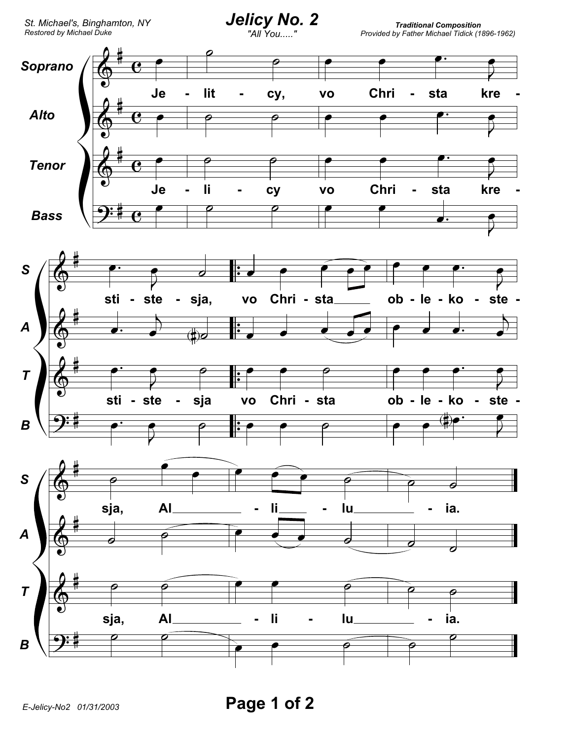St. Michael's, Binghamton, NY
Restored by Michael Duke

# Jelicy No. 2

"All You....."

**Traditional Composition**
Provided by Father Michael Tidick (1896-1962)

Soprano

Je - lit - cy, vo Chri - sta kre -

Alto

Tenor

Je - li - cy vo Chri - sta kre -

Bass

S

sti - ste - sja, vo Chri - sta\_\_\_\_\_ ob - le - ko - ste -

A

T

sti - ste - sja vo Chri - sta ob - le - ko - ste -

B

S

sja, Al\_\_\_\_\_\_\_\_\_ - li\_\_\_ - lu\_\_\_\_\_\_\_\_ - ia.

A

T

sja, Al\_\_\_\_\_\_\_\_\_ - li - lu\_\_\_\_\_\_\_\_ - ia.

B

E-Jelicy-No2 01/31/2003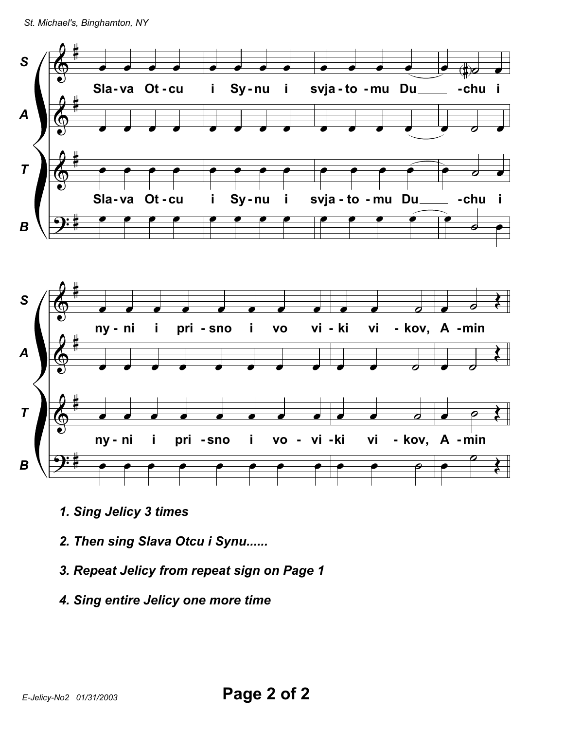St. Michael's, Binghamton, NY

1. Sing Jelicy 3 times

2. Then sing Slava Otcu i Synu......

3. Repeat Jelicy from repeat sign on Page 1

4. Sing entire Jelicy one more time

E-Jelicy-No2 01/31/2003